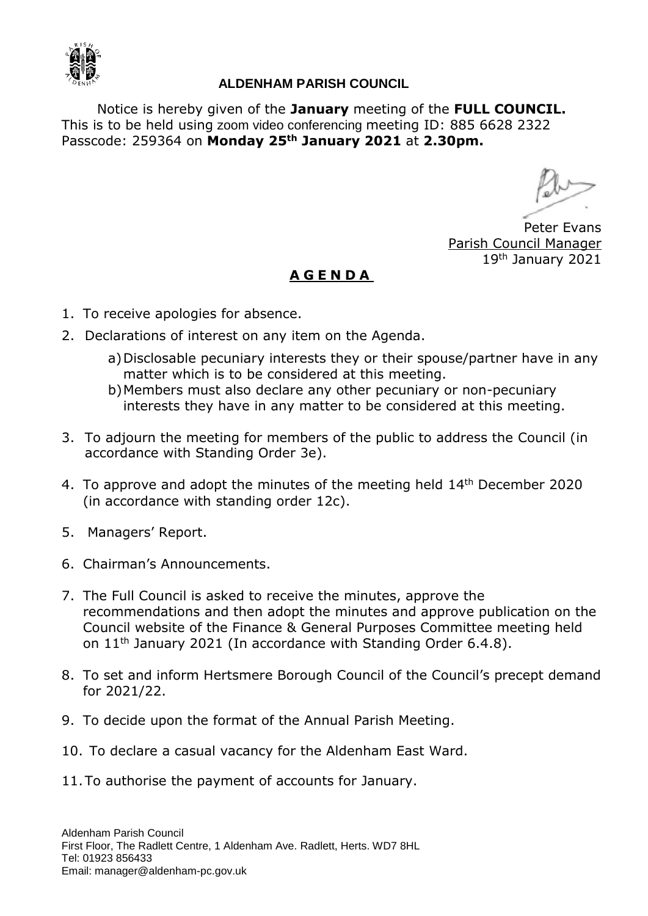**ALDENHAM PARISH COUNCIL**

Notice is hereby given of the **January** meeting of the **FULL COUNCIL.** This is to be held using zoom video conferencing meeting ID: 885 6628 2322 Passcode: 259364 on **Monday 25th January 2021** at **2.30pm.**

Peter Evans
Parish Council Manager
19th January 2021

## A G E N D A

1. To receive apologies for absence.
2. Declarations of interest on any item on the Agenda.
   a) Disclosable pecuniary interests they or their spouse/partner have in any matter which is to be considered at this meeting.
   b) Members must also declare any other pecuniary or non-pecuniary interests they have in any matter to be considered at this meeting.
3. To adjourn the meeting for members of the public to address the Council (in accordance with Standing Order 3e).
4. To approve and adopt the minutes of the meeting held 14th December 2020 (in accordance with standing order 12c).
5. Managers' Report.
6. Chairman's Announcements.
7. The Full Council is asked to receive the minutes, approve the recommendations and then adopt the minutes and approve publication on the Council website of the Finance & General Purposes Committee meeting held on 11th January 2021 (In accordance with Standing Order 6.4.8).
8. To set and inform Hertsmere Borough Council of the Council's precept demand for 2021/22.
9. To decide upon the format of the Annual Parish Meeting.
10. To declare a casual vacancy for the Aldenham East Ward.
11. To authorise the payment of accounts for January.

Aldenham Parish Council
First Floor, The Radlett Centre, 1 Aldenham Ave. Radlett, Herts. WD7 8HL
Tel: 01923 856433
Email: manager@aldenham-pc.gov.uk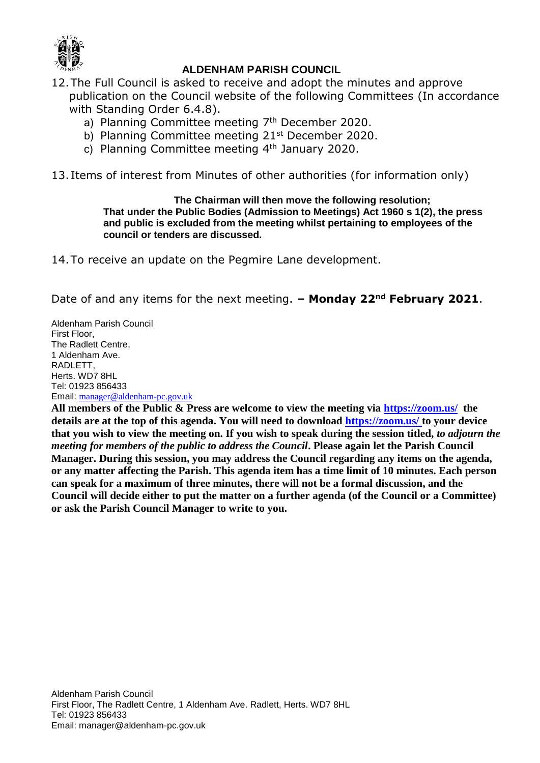**ALDENHAM PARISH COUNCIL**

12. The Full Council is asked to receive and adopt the minutes and approve publication on the Council website of the following Committees (In accordance with Standing Order 6.4.8).
    a) Planning Committee meeting 7th December 2020.
    b) Planning Committee meeting 21st December 2020.
    c) Planning Committee meeting 4th January 2020.

13. Items of interest from Minutes of other authorities (for information only)

**The Chairman will then move the following resolution;**
**That under the Public Bodies (Admission to Meetings) Act 1960 s 1(2), the press and public is excluded from the meeting whilst pertaining to employees of the council or tenders are discussed.**

14. To receive an update on the Pegmire Lane development.

Date of and any items for the next meeting. **– Monday 22nd February 2021**.

Aldenham Parish Council
First Floor,
The Radlett Centre,
1 Aldenham Ave.
RADLETT,
Herts. WD7 8HL
Tel: 01923 856433
Email: manager@aldenham-pc.gov.uk

**All members of the Public & Press are welcome to view the meeting via https://zoom.us/ the details are at the top of this agenda. You will need to download https://zoom.us/ to your device that you wish to view the meeting on. If you wish to speak during the session titled, *to adjourn the meeting for members of the public to address the Council*. Please again let the Parish Council Manager. During this session, you may address the Council regarding any items on the agenda, or any matter affecting the Parish. This agenda item has a time limit of 10 minutes. Each person can speak for a maximum of three minutes, there will not be a formal discussion, and the Council will decide either to put the matter on a further agenda (of the Council or a Committee) or ask the Parish Council Manager to write to you.**